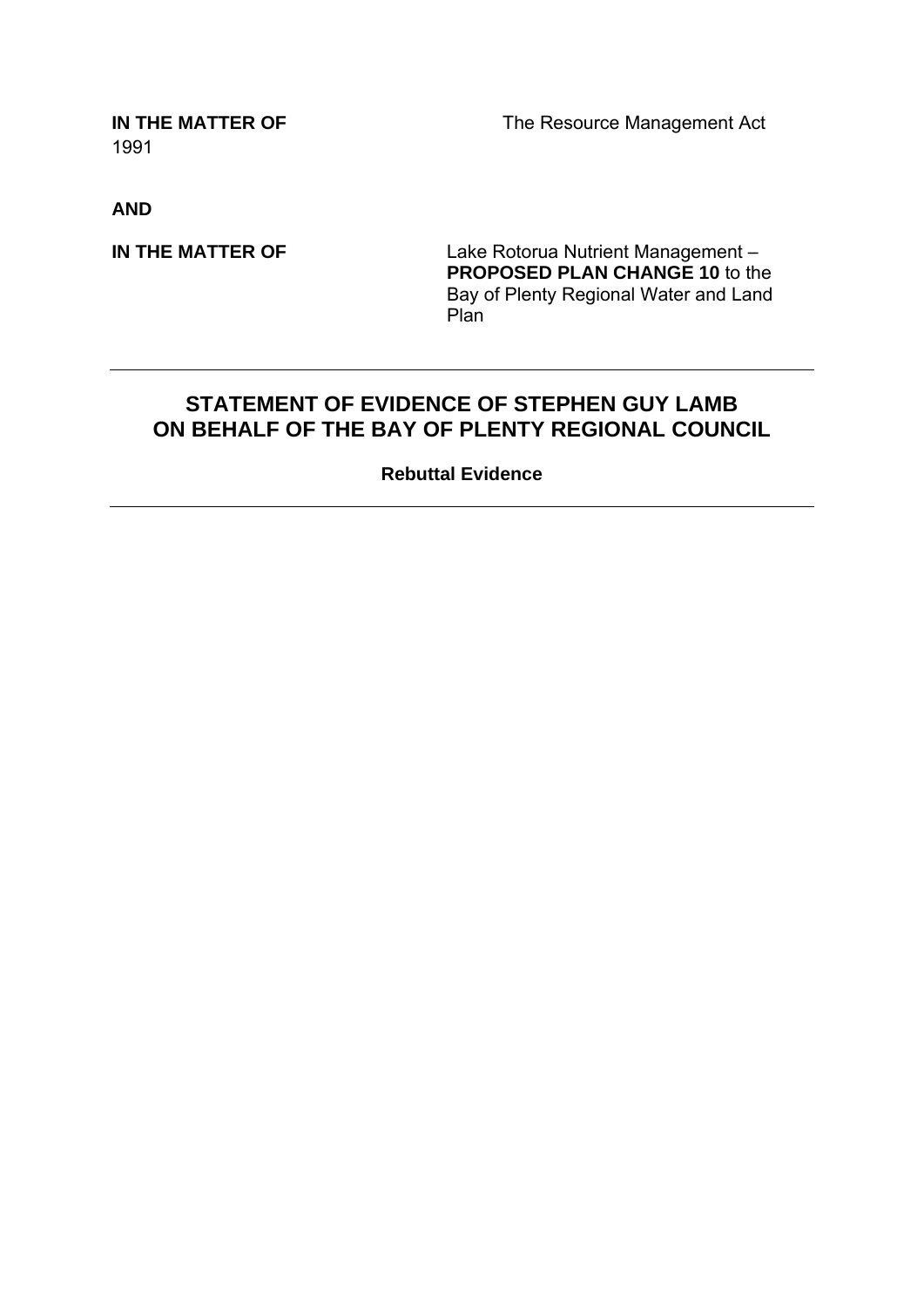**IN THE MATTER OF** The Resource Management Act 1991

**AND**

**IN THE MATTER OF** Lake Rotorua Nutrient Management – **PROPOSED PLAN CHANGE 10** to the Bay of Plenty Regional Water and Land Plan

---

## STATEMENT OF EVIDENCE OF STEPHEN GUY LAMB ON BEHALF OF THE BAY OF PLENTY REGIONAL COUNCIL

**Rebuttal Evidence**

---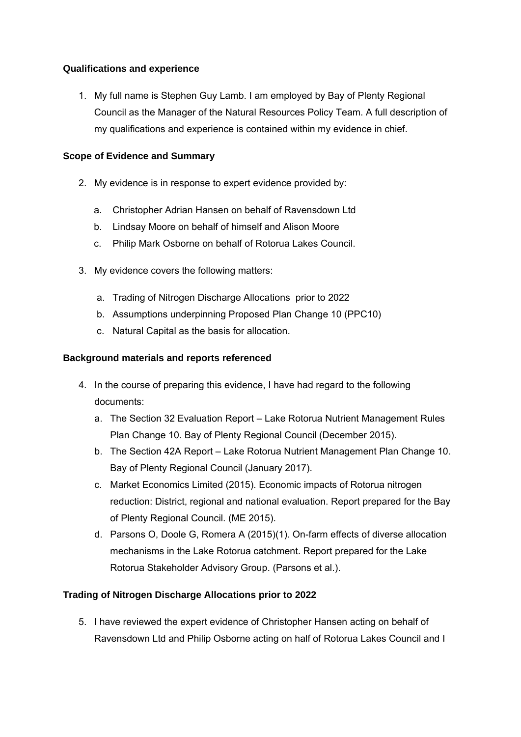**Qualifications and experience**

1. My full name is Stephen Guy Lamb. I am employed by Bay of Plenty Regional Council as the Manager of the Natural Resources Policy Team. A full description of my qualifications and experience is contained within my evidence in chief.

**Scope of Evidence and Summary**

2. My evidence is in response to expert evidence provided by:

   a. Christopher Adrian Hansen on behalf of Ravensdown Ltd
   b. Lindsay Moore on behalf of himself and Alison Moore
   c. Philip Mark Osborne on behalf of Rotorua Lakes Council.

3. My evidence covers the following matters:

   a. Trading of Nitrogen Discharge Allocations prior to 2022
   b. Assumptions underpinning Proposed Plan Change 10 (PPC10)
   c. Natural Capital as the basis for allocation.

**Background materials and reports referenced**

4. In the course of preparing this evidence, I have had regard to the following documents:

   a. The Section 32 Evaluation Report – Lake Rotorua Nutrient Management Rules Plan Change 10. Bay of Plenty Regional Council (December 2015).
   b. The Section 42A Report – Lake Rotorua Nutrient Management Plan Change 10. Bay of Plenty Regional Council (January 2017).
   c. Market Economics Limited (2015). Economic impacts of Rotorua nitrogen reduction: District, regional and national evaluation. Report prepared for the Bay of Plenty Regional Council. (ME 2015).
   d. Parsons O, Doole G, Romera A (2015)(1). On-farm effects of diverse allocation mechanisms in the Lake Rotorua catchment. Report prepared for the Lake Rotorua Stakeholder Advisory Group. (Parsons et al.).

**Trading of Nitrogen Discharge Allocations prior to 2022**

5. I have reviewed the expert evidence of Christopher Hansen acting on behalf of Ravensdown Ltd and Philip Osborne acting on half of Rotorua Lakes Council and I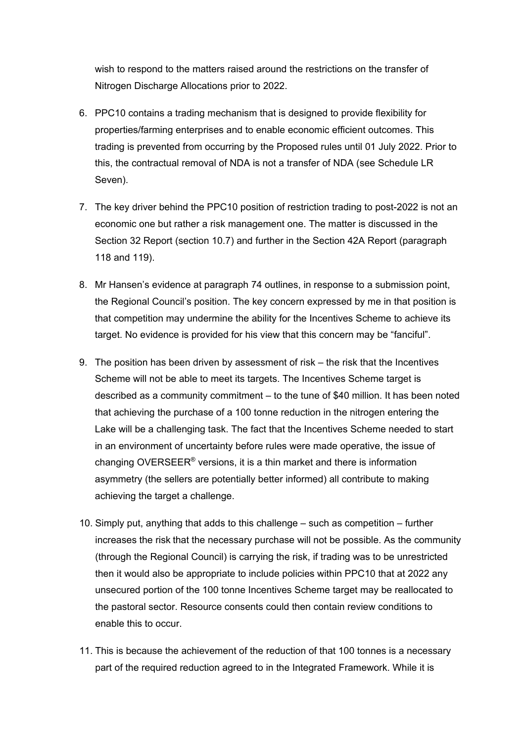wish to respond to the matters raised around the restrictions on the transfer of Nitrogen Discharge Allocations prior to 2022.

6. PPC10 contains a trading mechanism that is designed to provide flexibility for properties/farming enterprises and to enable economic efficient outcomes. This trading is prevented from occurring by the Proposed rules until 01 July 2022. Prior to this, the contractual removal of NDA is not a transfer of NDA (see Schedule LR Seven).

7. The key driver behind the PPC10 position of restriction trading to post-2022 is not an economic one but rather a risk management one. The matter is discussed in the Section 32 Report (section 10.7) and further in the Section 42A Report (paragraph 118 and 119).

8. Mr Hansen's evidence at paragraph 74 outlines, in response to a submission point, the Regional Council's position. The key concern expressed by me in that position is that competition may undermine the ability for the Incentives Scheme to achieve its target. No evidence is provided for his view that this concern may be "fanciful".

9. The position has been driven by assessment of risk – the risk that the Incentives Scheme will not be able to meet its targets. The Incentives Scheme target is described as a community commitment – to the tune of $40 million. It has been noted that achieving the purchase of a 100 tonne reduction in the nitrogen entering the Lake will be a challenging task. The fact that the Incentives Scheme needed to start in an environment of uncertainty before rules were made operative, the issue of changing OVERSEER® versions, it is a thin market and there is information asymmetry (the sellers are potentially better informed) all contribute to making achieving the target a challenge.

10. Simply put, anything that adds to this challenge – such as competition – further increases the risk that the necessary purchase will not be possible. As the community (through the Regional Council) is carrying the risk, if trading was to be unrestricted then it would also be appropriate to include policies within PPC10 that at 2022 any unsecured portion of the 100 tonne Incentives Scheme target may be reallocated to the pastoral sector. Resource consents could then contain review conditions to enable this to occur.

11. This is because the achievement of the reduction of that 100 tonnes is a necessary part of the required reduction agreed to in the Integrated Framework. While it is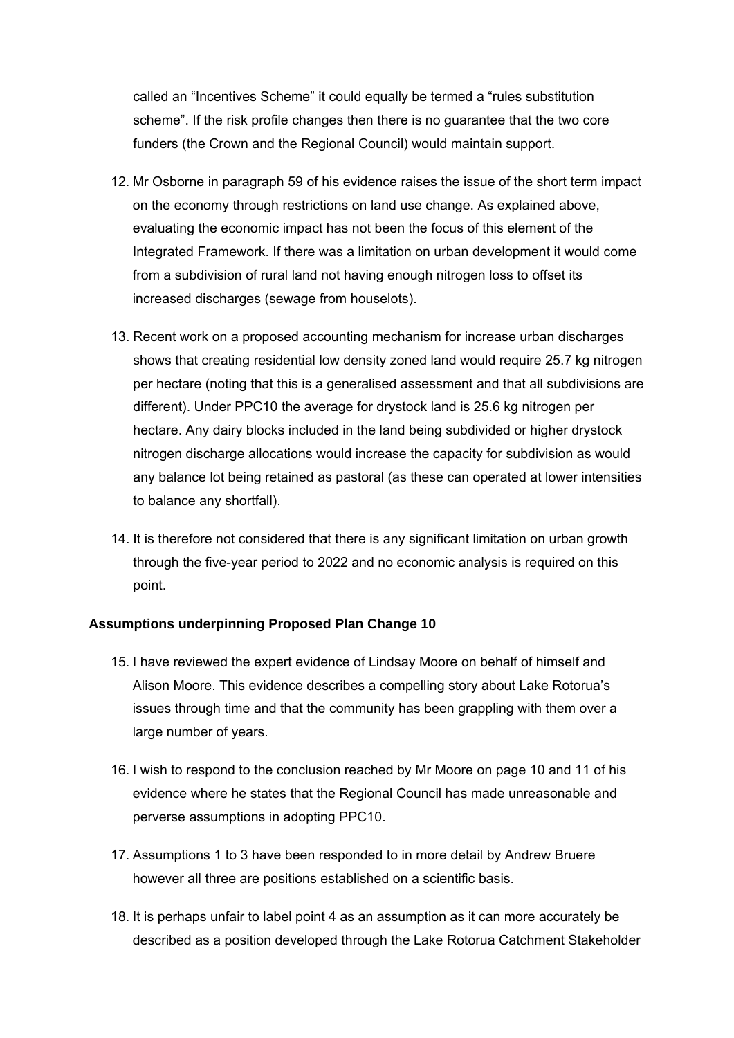called an "Incentives Scheme" it could equally be termed a "rules substitution scheme". If the risk profile changes then there is no guarantee that the two core funders (the Crown and the Regional Council) would maintain support.

12. Mr Osborne in paragraph 59 of his evidence raises the issue of the short term impact on the economy through restrictions on land use change. As explained above, evaluating the economic impact has not been the focus of this element of the Integrated Framework. If there was a limitation on urban development it would come from a subdivision of rural land not having enough nitrogen loss to offset its increased discharges (sewage from houselots).

13. Recent work on a proposed accounting mechanism for increase urban discharges shows that creating residential low density zoned land would require 25.7 kg nitrogen per hectare (noting that this is a generalised assessment and that all subdivisions are different). Under PPC10 the average for drystock land is 25.6 kg nitrogen per hectare. Any dairy blocks included in the land being subdivided or higher drystock nitrogen discharge allocations would increase the capacity for subdivision as would any balance lot being retained as pastoral (as these can operated at lower intensities to balance any shortfall).

14. It is therefore not considered that there is any significant limitation on urban growth through the five-year period to 2022 and no economic analysis is required on this point.

**Assumptions underpinning Proposed Plan Change 10**

15. I have reviewed the expert evidence of Lindsay Moore on behalf of himself and Alison Moore. This evidence describes a compelling story about Lake Rotorua's issues through time and that the community has been grappling with them over a large number of years.

16. I wish to respond to the conclusion reached by Mr Moore on page 10 and 11 of his evidence where he states that the Regional Council has made unreasonable and perverse assumptions in adopting PPC10.

17. Assumptions 1 to 3 have been responded to in more detail by Andrew Bruere however all three are positions established on a scientific basis.

18. It is perhaps unfair to label point 4 as an assumption as it can more accurately be described as a position developed through the Lake Rotorua Catchment Stakeholder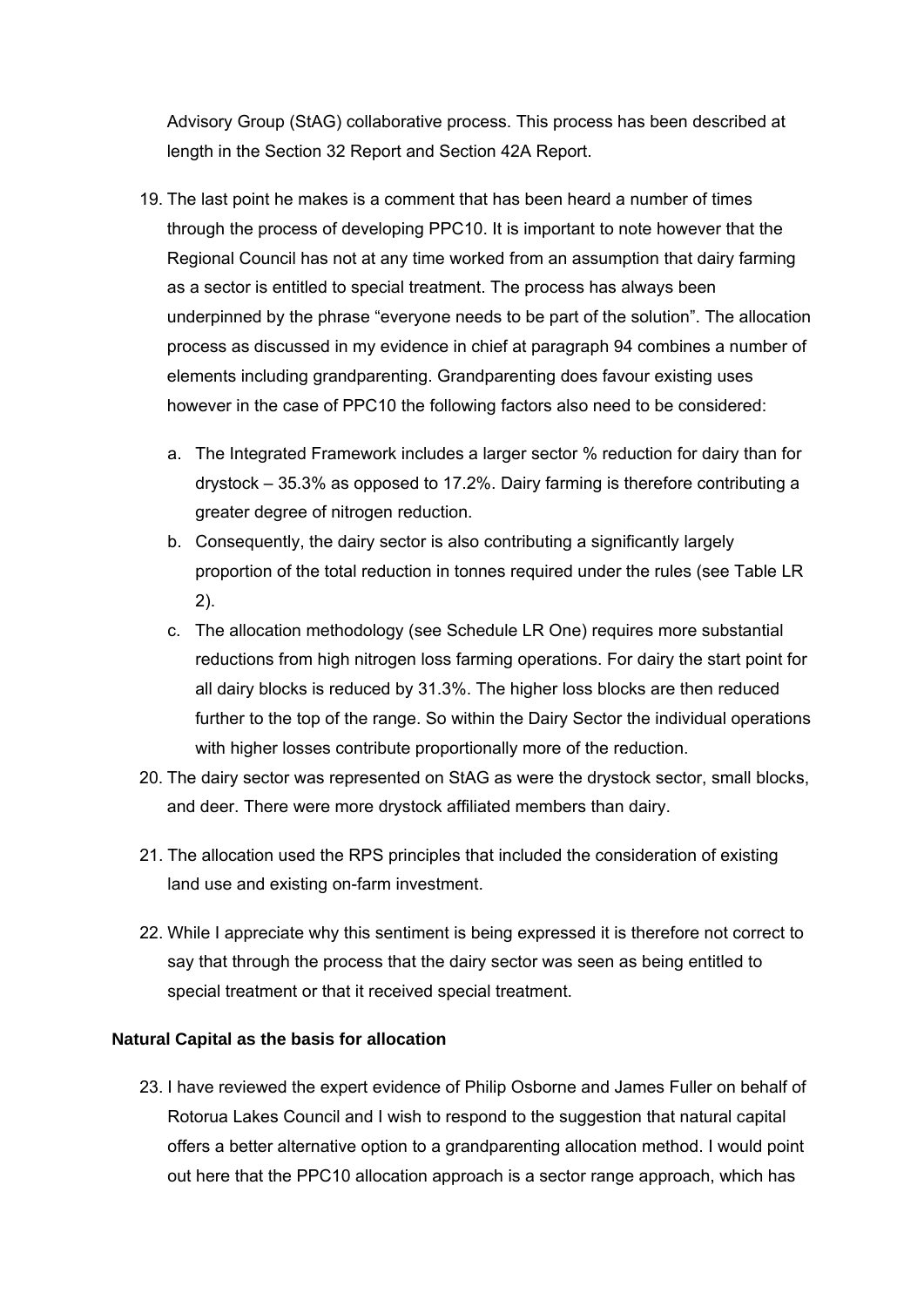Advisory Group (StAG) collaborative process. This process has been described at length in the Section 32 Report and Section 42A Report.

19. The last point he makes is a comment that has been heard a number of times through the process of developing PPC10. It is important to note however that the Regional Council has not at any time worked from an assumption that dairy farming as a sector is entitled to special treatment. The process has always been underpinned by the phrase "everyone needs to be part of the solution". The allocation process as discussed in my evidence in chief at paragraph 94 combines a number of elements including grandparenting. Grandparenting does favour existing uses however in the case of PPC10 the following factors also need to be considered:

    a. The Integrated Framework includes a larger sector % reduction for dairy than for drystock – 35.3% as opposed to 17.2%. Dairy farming is therefore contributing a greater degree of nitrogen reduction.

    b. Consequently, the dairy sector is also contributing a significantly largely proportion of the total reduction in tonnes required under the rules (see Table LR 2).

    c. The allocation methodology (see Schedule LR One) requires more substantial reductions from high nitrogen loss farming operations. For dairy the start point for all dairy blocks is reduced by 31.3%. The higher loss blocks are then reduced further to the top of the range. So within the Dairy Sector the individual operations with higher losses contribute proportionally more of the reduction.

20. The dairy sector was represented on StAG as were the drystock sector, small blocks, and deer. There were more drystock affiliated members than dairy.

21. The allocation used the RPS principles that included the consideration of existing land use and existing on-farm investment.

22. While I appreciate why this sentiment is being expressed it is therefore not correct to say that through the process that the dairy sector was seen as being entitled to special treatment or that it received special treatment.

**Natural Capital as the basis for allocation**

23. I have reviewed the expert evidence of Philip Osborne and James Fuller on behalf of Rotorua Lakes Council and I wish to respond to the suggestion that natural capital offers a better alternative option to a grandparenting allocation method. I would point out here that the PPC10 allocation approach is a sector range approach, which has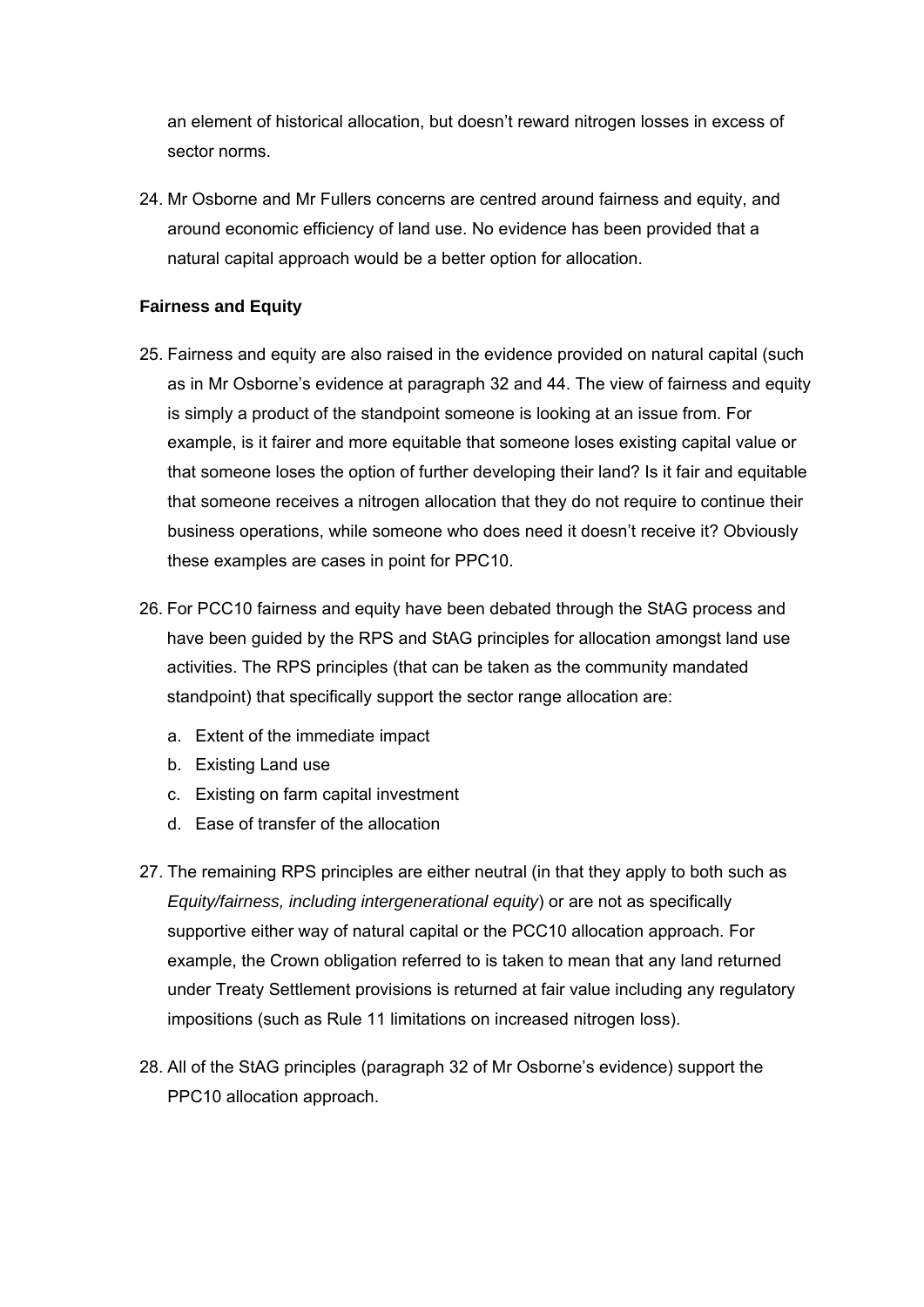an element of historical allocation, but doesn't reward nitrogen losses in excess of sector norms.

24. Mr Osborne and Mr Fullers concerns are centred around fairness and equity, and around economic efficiency of land use. No evidence has been provided that a natural capital approach would be a better option for allocation.

### Fairness and Equity

25. Fairness and equity are also raised in the evidence provided on natural capital (such as in Mr Osborne's evidence at paragraph 32 and 44. The view of fairness and equity is simply a product of the standpoint someone is looking at an issue from. For example, is it fairer and more equitable that someone loses existing capital value or that someone loses the option of further developing their land? Is it fair and equitable that someone receives a nitrogen allocation that they do not require to continue their business operations, while someone who does need it doesn't receive it? Obviously these examples are cases in point for PPC10.

26. For PCC10 fairness and equity have been debated through the StAG process and have been guided by the RPS and StAG principles for allocation amongst land use activities. The RPS principles (that can be taken as the community mandated standpoint) that specifically support the sector range allocation are:

    a. Extent of the immediate impact
    b. Existing Land use
    c. Existing on farm capital investment
    d. Ease of transfer of the allocation

27. The remaining RPS principles are either neutral (in that they apply to both such as *Equity/fairness, including intergenerational equity*) or are not as specifically supportive either way of natural capital or the PCC10 allocation approach. For example, the Crown obligation referred to is taken to mean that any land returned under Treaty Settlement provisions is returned at fair value including any regulatory impositions (such as Rule 11 limitations on increased nitrogen loss).

28. All of the StAG principles (paragraph 32 of Mr Osborne's evidence) support the PPC10 allocation approach.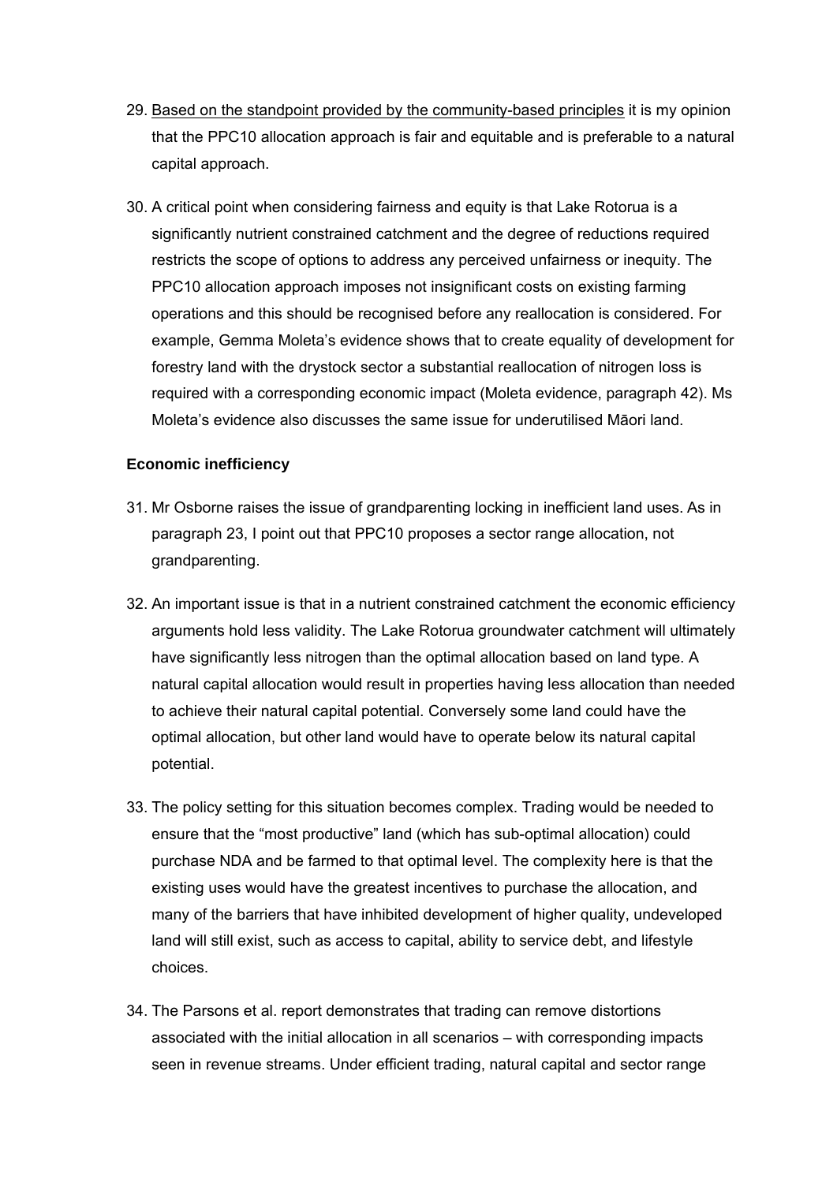29. <u>Based on the standpoint provided by the community-based principles</u> it is my opinion that the PPC10 allocation approach is fair and equitable and is preferable to a natural capital approach.

30. A critical point when considering fairness and equity is that Lake Rotorua is a significantly nutrient constrained catchment and the degree of reductions required restricts the scope of options to address any perceived unfairness or inequity. The PPC10 allocation approach imposes not insignificant costs on existing farming operations and this should be recognised before any reallocation is considered. For example, Gemma Moleta's evidence shows that to create equality of development for forestry land with the drystock sector a substantial reallocation of nitrogen loss is required with a corresponding economic impact (Moleta evidence, paragraph 42). Ms Moleta's evidence also discusses the same issue for underutilised Māori land.

**Economic inefficiency**

31. Mr Osborne raises the issue of grandparenting locking in inefficient land uses. As in paragraph 23, I point out that PPC10 proposes a sector range allocation, not grandparenting.

32. An important issue is that in a nutrient constrained catchment the economic efficiency arguments hold less validity. The Lake Rotorua groundwater catchment will ultimately have significantly less nitrogen than the optimal allocation based on land type. A natural capital allocation would result in properties having less allocation than needed to achieve their natural capital potential. Conversely some land could have the optimal allocation, but other land would have to operate below its natural capital potential.

33. The policy setting for this situation becomes complex. Trading would be needed to ensure that the "most productive" land (which has sub-optimal allocation) could purchase NDA and be farmed to that optimal level. The complexity here is that the existing uses would have the greatest incentives to purchase the allocation, and many of the barriers that have inhibited development of higher quality, undeveloped land will still exist, such as access to capital, ability to service debt, and lifestyle choices.

34. The Parsons et al. report demonstrates that trading can remove distortions associated with the initial allocation in all scenarios – with corresponding impacts seen in revenue streams. Under efficient trading, natural capital and sector range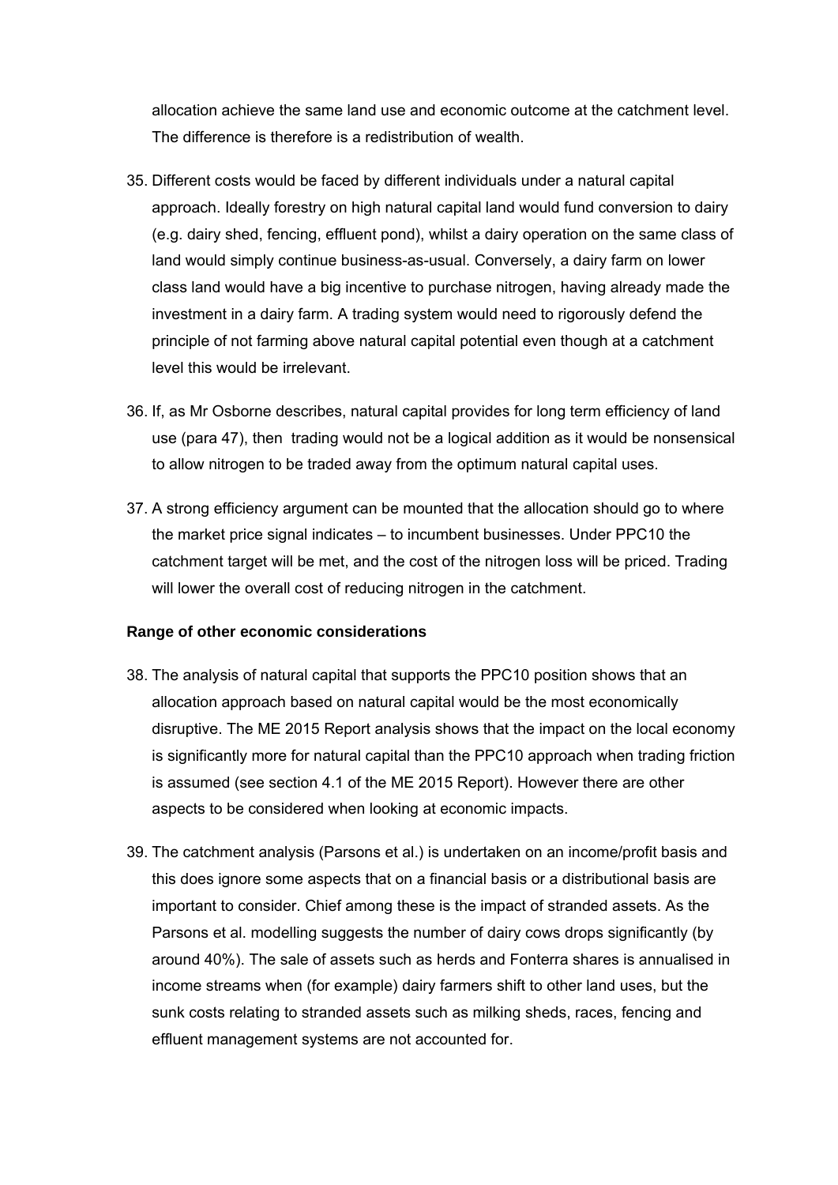allocation achieve the same land use and economic outcome at the catchment level. The difference is therefore is a redistribution of wealth.

35. Different costs would be faced by different individuals under a natural capital approach. Ideally forestry on high natural capital land would fund conversion to dairy (e.g. dairy shed, fencing, effluent pond), whilst a dairy operation on the same class of land would simply continue business-as-usual. Conversely, a dairy farm on lower class land would have a big incentive to purchase nitrogen, having already made the investment in a dairy farm. A trading system would need to rigorously defend the principle of not farming above natural capital potential even though at a catchment level this would be irrelevant.

36. If, as Mr Osborne describes, natural capital provides for long term efficiency of land use (para 47), then trading would not be a logical addition as it would be nonsensical to allow nitrogen to be traded away from the optimum natural capital uses.

37. A strong efficiency argument can be mounted that the allocation should go to where the market price signal indicates – to incumbent businesses. Under PPC10 the catchment target will be met, and the cost of the nitrogen loss will be priced. Trading will lower the overall cost of reducing nitrogen in the catchment.

**Range of other economic considerations**

38. The analysis of natural capital that supports the PPC10 position shows that an allocation approach based on natural capital would be the most economically disruptive. The ME 2015 Report analysis shows that the impact on the local economy is significantly more for natural capital than the PPC10 approach when trading friction is assumed (see section 4.1 of the ME 2015 Report). However there are other aspects to be considered when looking at economic impacts.

39. The catchment analysis (Parsons et al.) is undertaken on an income/profit basis and this does ignore some aspects that on a financial basis or a distributional basis are important to consider. Chief among these is the impact of stranded assets. As the Parsons et al. modelling suggests the number of dairy cows drops significantly (by around 40%). The sale of assets such as herds and Fonterra shares is annualised in income streams when (for example) dairy farmers shift to other land uses, but the sunk costs relating to stranded assets such as milking sheds, races, fencing and effluent management systems are not accounted for.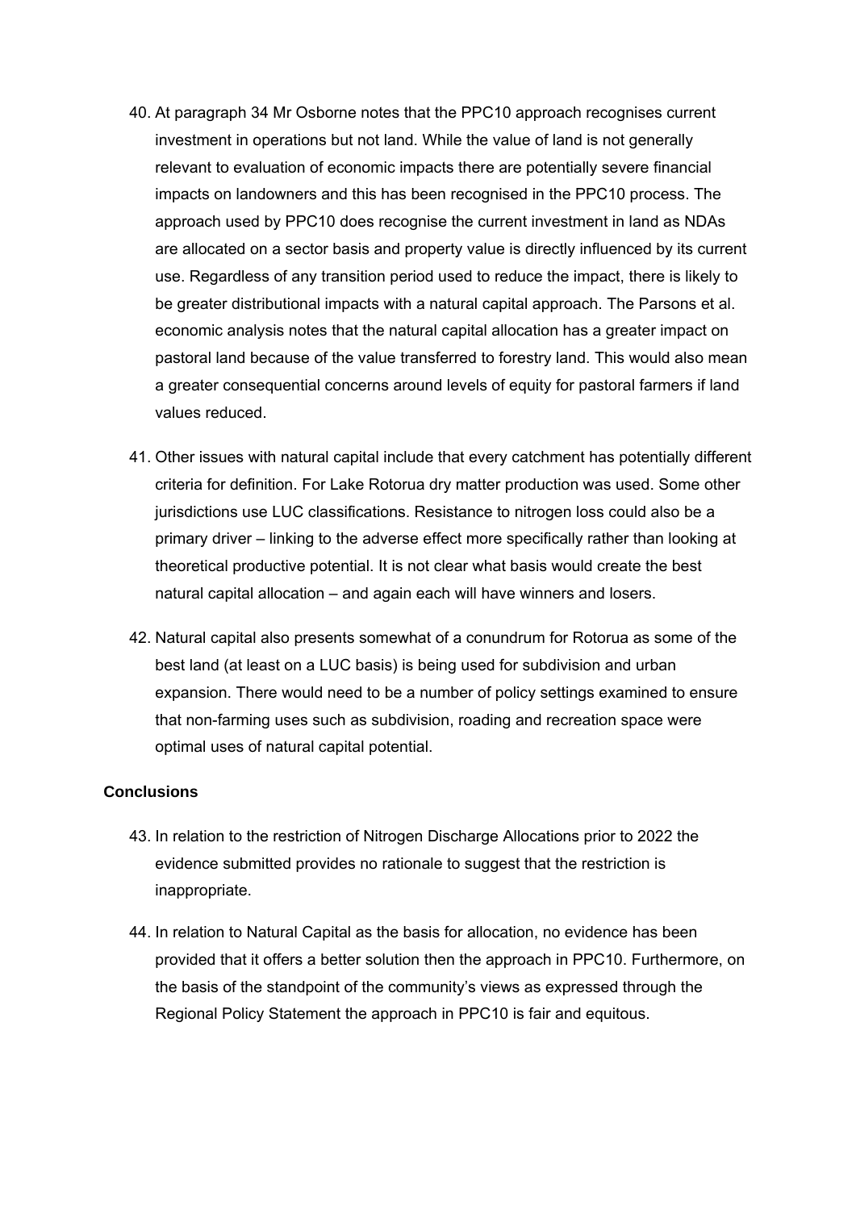40. At paragraph 34 Mr Osborne notes that the PPC10 approach recognises current investment in operations but not land. While the value of land is not generally relevant to evaluation of economic impacts there are potentially severe financial impacts on landowners and this has been recognised in the PPC10 process. The approach used by PPC10 does recognise the current investment in land as NDAs are allocated on a sector basis and property value is directly influenced by its current use. Regardless of any transition period used to reduce the impact, there is likely to be greater distributional impacts with a natural capital approach. The Parsons et al. economic analysis notes that the natural capital allocation has a greater impact on pastoral land because of the value transferred to forestry land. This would also mean a greater consequential concerns around levels of equity for pastoral farmers if land values reduced.

41. Other issues with natural capital include that every catchment has potentially different criteria for definition. For Lake Rotorua dry matter production was used. Some other jurisdictions use LUC classifications. Resistance to nitrogen loss could also be a primary driver – linking to the adverse effect more specifically rather than looking at theoretical productive potential. It is not clear what basis would create the best natural capital allocation – and again each will have winners and losers.

42. Natural capital also presents somewhat of a conundrum for Rotorua as some of the best land (at least on a LUC basis) is being used for subdivision and urban expansion. There would need to be a number of policy settings examined to ensure that non-farming uses such as subdivision, roading and recreation space were optimal uses of natural capital potential.

**Conclusions**

43. In relation to the restriction of Nitrogen Discharge Allocations prior to 2022 the evidence submitted provides no rationale to suggest that the restriction is inappropriate.

44. In relation to Natural Capital as the basis for allocation, no evidence has been provided that it offers a better solution then the approach in PPC10. Furthermore, on the basis of the standpoint of the community's views as expressed through the Regional Policy Statement the approach in PPC10 is fair and equitous.